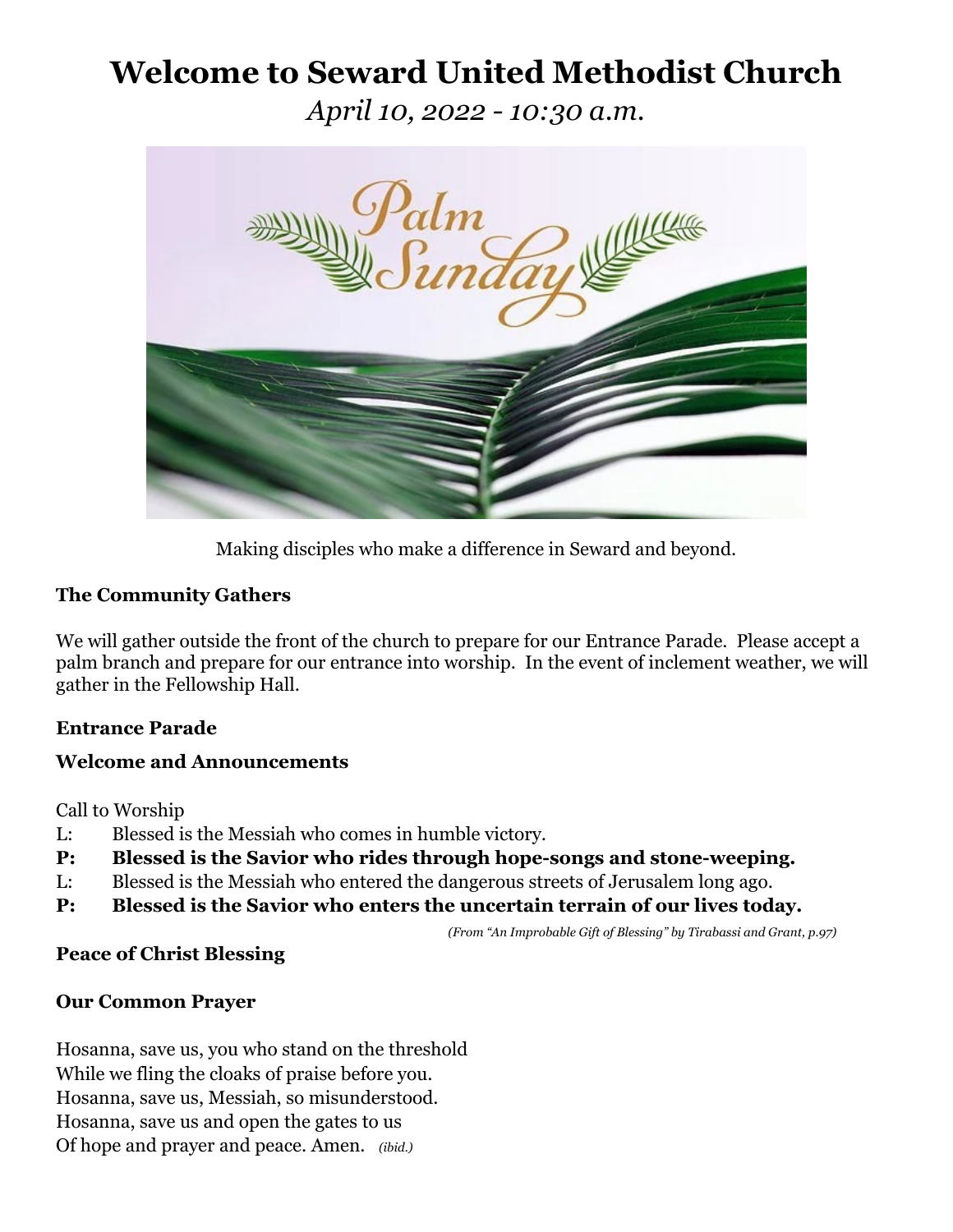# Welcome to Seward United Methodist Church

*April 10, 2022 - 10:30 a.m.*

Making disciples who make a difference in Seward and beyond.

### The Community Gathers

We will gather outside the front of the church to prepare for our Entrance Parade. Please accept a palm branch and prepare for our entrance into worship. In the event of inclement weather, we will gather in the Fellowship Hall.

### Entrance Parade

### Welcome and Announcements

Call to Worship

L: Blessed is the Messiah who comes in humble victory.

**P: Blessed is the Savior who rides through hope-songs and stone-weeping.**

L: Blessed is the Messiah who entered the dangerous streets of Jerusalem long ago.

**P: Blessed is the Savior who enters the uncertain terrain of our lives today.**

*(From "An Improbable Gift of Blessing" by Tirabassi and Grant, p.97)*

### Peace of Christ Blessing

### Our Common Prayer

Hosanna, save us, you who stand on the threshold
While we fling the cloaks of praise before you.
Hosanna, save us, Messiah, so misunderstood.
Hosanna, save us and open the gates to us
Of hope and prayer and peace. Amen. *(ibid.)*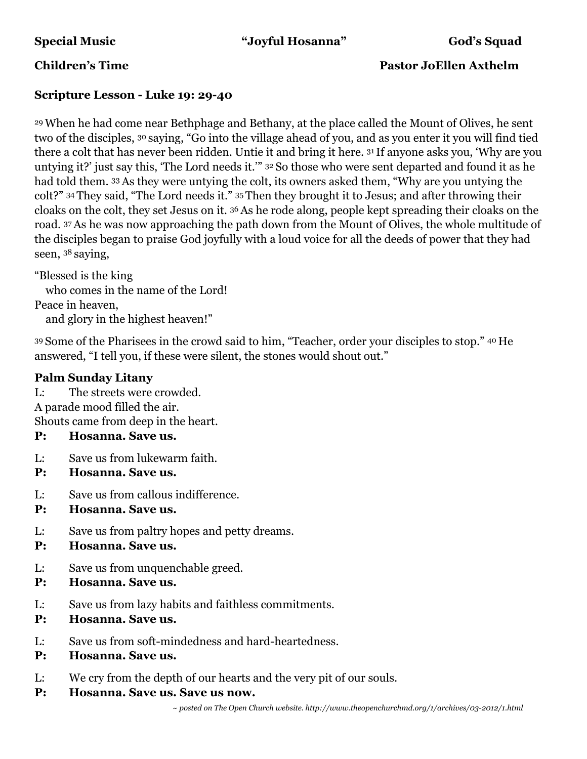**Special Music** "Joyful Hosanna" God's Squad

**Children's Time** Pastor JoEllen Axthelm

**Scripture Lesson - Luke 19: 29-40**

29 When he had come near Bethphage and Bethany, at the place called the Mount of Olives, he sent two of the disciples, 30 saying, "Go into the village ahead of you, and as you enter it you will find tied there a colt that has never been ridden. Untie it and bring it here. 31 If anyone asks you, 'Why are you untying it?' just say this, 'The Lord needs it.'" 32 So those who were sent departed and found it as he had told them. 33 As they were untying the colt, its owners asked them, "Why are you untying the colt?" 34 They said, "The Lord needs it." 35 Then they brought it to Jesus; and after throwing their cloaks on the colt, they set Jesus on it. 36 As he rode along, people kept spreading their cloaks on the road. 37 As he was now approaching the path down from the Mount of Olives, the whole multitude of the disciples began to praise God joyfully with a loud voice for all the deeds of power that they had seen, 38 saying,

"Blessed is the king
who comes in the name of the Lord!
Peace in heaven,
and glory in the highest heaven!"

39 Some of the Pharisees in the crowd said to him, "Teacher, order your disciples to stop." 40 He answered, "I tell you, if these were silent, the stones would shout out."

**Palm Sunday Litany**

L: The streets were crowded.
A parade mood filled the air.
Shouts came from deep in the heart.

**P: Hosanna. Save us.**

L: Save us from lukewarm faith.

**P: Hosanna. Save us.**

L: Save us from callous indifference.

**P: Hosanna. Save us.**

L: Save us from paltry hopes and petty dreams.

**P: Hosanna. Save us.**

L: Save us from unquenchable greed.

**P: Hosanna. Save us.**

L: Save us from lazy habits and faithless commitments.

**P: Hosanna. Save us.**

L: Save us from soft-mindedness and hard-heartedness.

**P: Hosanna. Save us.**

L: We cry from the depth of our hearts and the very pit of our souls.

**P: Hosanna. Save us. Save us now.**

*~ posted on The Open Church website. http://www.theopenchurchmd.org/1/archives/03-2012/1.html*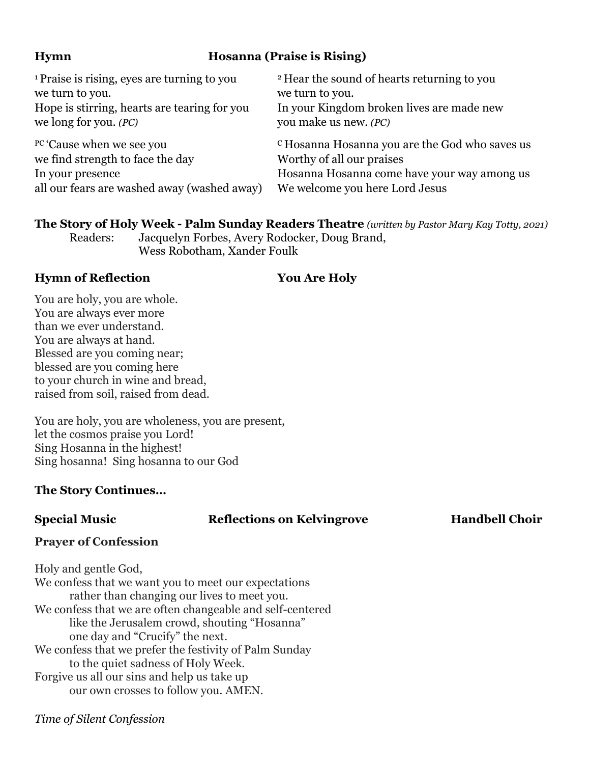**Hymn** **Hosanna (Praise is Rising)**

[1] Praise is rising, eyes are turning to you
we turn to you.
Hope is stirring, hearts are tearing for you
we long for you. *(PC)*

[2] Hear the sound of hearts returning to you
we turn to you.
In your Kingdom broken lives are made new
you make us new. *(PC)*

[PC] 'Cause when we see you
we find strength to face the day
In your presence
all our fears are washed away (washed away)

[C] Hosanna Hosanna you are the God who saves us
Worthy of all our praises
Hosanna Hosanna come have your way among us
We welcome you here Lord Jesus

**The Story of Holy Week - Palm Sunday Readers Theatre** *(written by Pastor Mary Kay Totty, 2021)*

Readers: Jacquelyn Forbes, Avery Rodocker, Doug Brand, Wess Robotham, Xander Foulk

**Hymn of Reflection** **You Are Holy**

You are holy, you are whole.
You are always ever more
than we ever understand.
You are always at hand.
Blessed are you coming near;
blessed are you coming here
to your church in wine and bread,
raised from soil, raised from dead.

You are holy, you are wholeness, you are present,
let the cosmos praise you Lord!
Sing Hosanna in the highest!
Sing hosanna! Sing hosanna to our God

**The Story Continues…**

**Special Music** **Reflections on Kelvingrove** **Handbell Choir**

**Prayer of Confession**

Holy and gentle God,
We confess that we want you to meet our expectations
rather than changing our lives to meet you.
We confess that we are often changeable and self-centered
like the Jerusalem crowd, shouting "Hosanna"
one day and "Crucify" the next.
We confess that we prefer the festivity of Palm Sunday
to the quiet sadness of Holy Week.
Forgive us all our sins and help us take up
our own crosses to follow you. AMEN.

*Time of Silent Confession*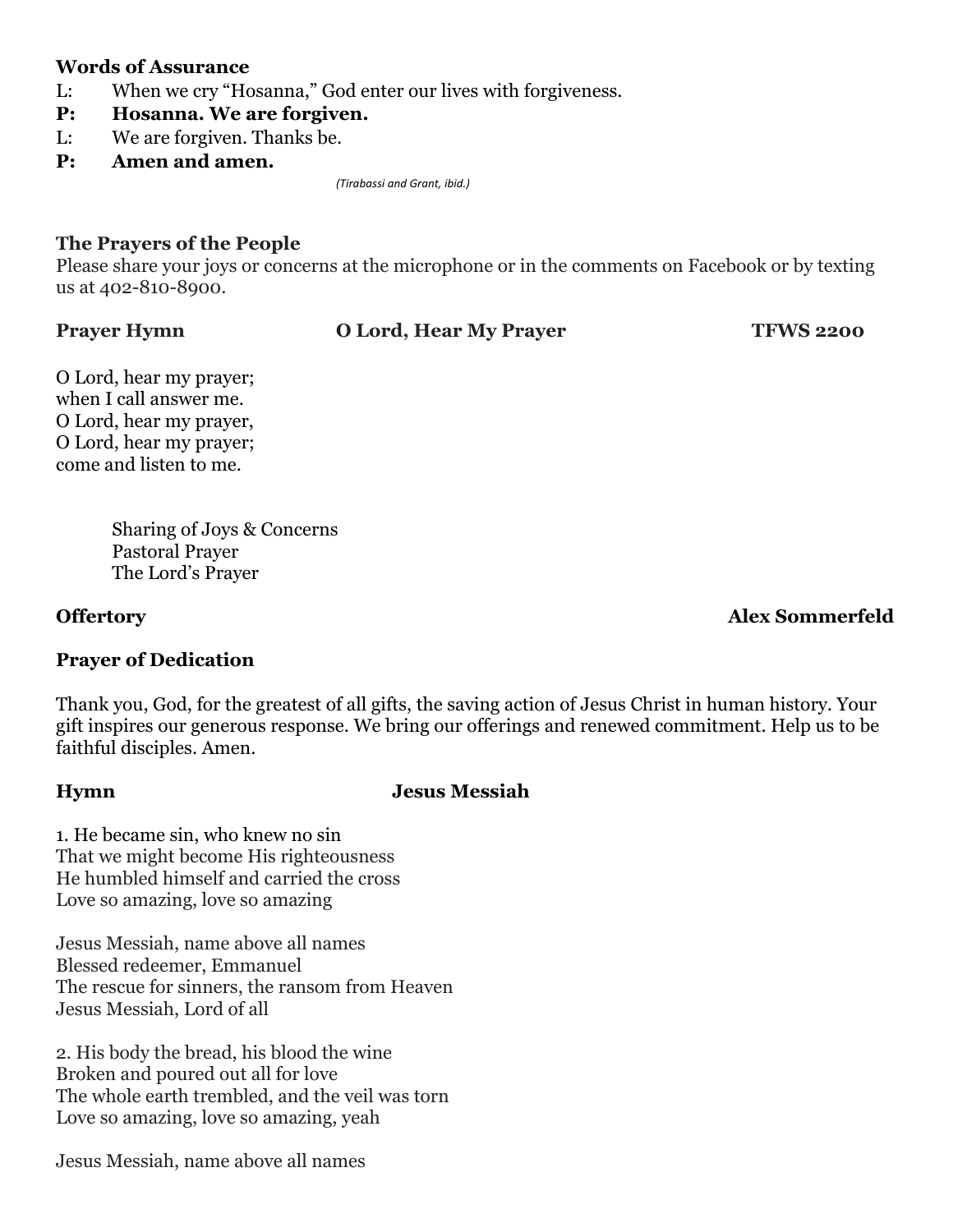**Words of Assurance**

L: When we cry "Hosanna," God enter our lives with forgiveness.

**P: Hosanna. We are forgiven.**

L: We are forgiven. Thanks be.

**P: Amen and amen.**

*(Tirabassi and Grant, ibid.)*

**The Prayers of the People**

Please share your joys or concerns at the microphone or in the comments on Facebook or by texting us at 402-810-8900.

**Prayer Hymn** **O Lord, Hear My Prayer** **TFWS 2200**

O Lord, hear my prayer;
when I call answer me.
O Lord, hear my prayer,
O Lord, hear my prayer;
come and listen to me.

Sharing of Joys & Concerns
Pastoral Prayer
The Lord's Prayer

**Offertory** **Alex Sommerfeld**

**Prayer of Dedication**

Thank you, God, for the greatest of all gifts, the saving action of Jesus Christ in human history. Your gift inspires our generous response. We bring our offerings and renewed commitment. Help us to be faithful disciples. Amen.

**Hymn** **Jesus Messiah**

1. He became sin, who knew no sin
That we might become His righteousness
He humbled himself and carried the cross
Love so amazing, love so amazing

Jesus Messiah, name above all names
Blessed redeemer, Emmanuel
The rescue for sinners, the ransom from Heaven
Jesus Messiah, Lord of all

2. His body the bread, his blood the wine
Broken and poured out all for love
The whole earth trembled, and the veil was torn
Love so amazing, love so amazing, yeah

Jesus Messiah, name above all names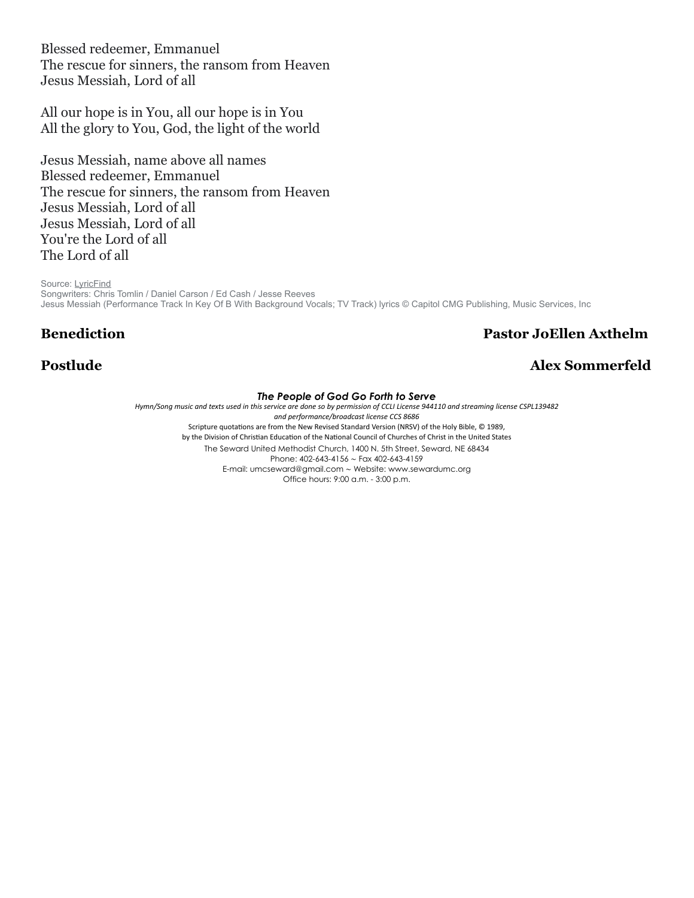Blessed redeemer, Emmanuel
The rescue for sinners, the ransom from Heaven
Jesus Messiah, Lord of all

All our hope is in You, all our hope is in You
All the glory to You, God, the light of the world

Jesus Messiah, name above all names
Blessed redeemer, Emmanuel
The rescue for sinners, the ransom from Heaven
Jesus Messiah, Lord of all
Jesus Messiah, Lord of all
You're the Lord of all
The Lord of all

Source: LyricFind
Songwriters: Chris Tomlin / Daniel Carson / Ed Cash / Jesse Reeves
Jesus Messiah (Performance Track In Key Of B With Background Vocals; TV Track) lyrics © Capitol CMG Publishing, Music Services, Inc

**Benediction** **Pastor JoEllen Axthelm**

**Postlude** **Alex Sommerfeld**

***The People of God Go Forth to Serve***

*Hymn/Song music and texts used in this service are done so by permission of CCLI License 944110 and streaming license CSPL139482 and performance/broadcast license CCS 8686*

Scripture quotations are from the New Revised Standard Version (NRSV) of the Holy Bible, © 1989, by the Division of Christian Education of the National Council of Churches of Christ in the United States

The Seward United Methodist Church, 1400 N. 5th Street, Seward, NE 68434
Phone: 402-643-4156 ~ Fax 402-643-4159
E-mail: umcseward@gmail.com ~ Website: www.sewardumc.org
Office hours: 9:00 a.m. - 3:00 p.m.